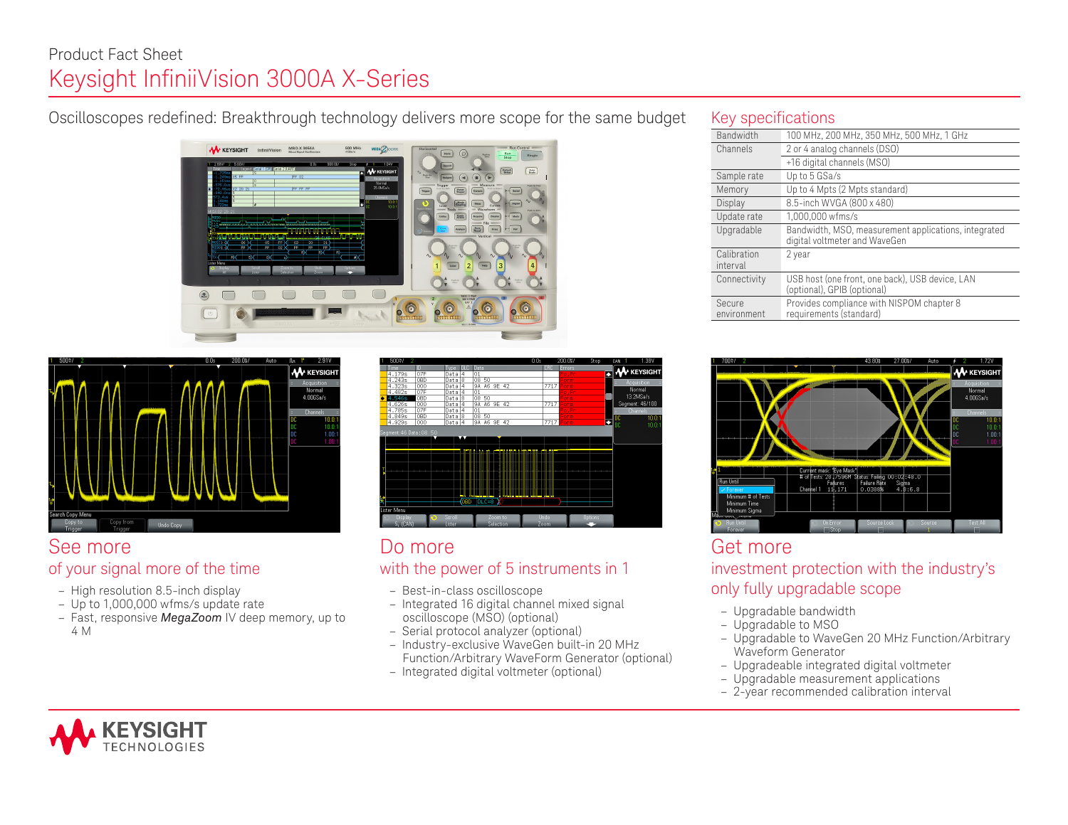Product Fact Sheet

# Keysight InfiniiVision 3000A X-Series

Oscilloscopes redefined: Breakthrough technology delivers more scope for the same budget

## Key specifications

| | |
|---|---|
| Bandwidth | 100 MHz, 200 MHz, 350 MHz, 500 MHz, 1 GHz |
| Channels | 2 or 4 analog channels (DSO) |
| | +16 digital channels (MSO) |
| Sample rate | Up to 5 GSa/s |
| Memory | Up to 4 Mpts (2 Mpts standard) |
| Display | 8.5-inch WVGA (800 x 480) |
| Update rate | 1,000,000 wfms/s |
| Upgradable | Bandwidth, MSO, measurement applications, integrated digital voltmeter and WaveGen |
| Calibration interval | 2 year |
| Connectivity | USB host (one front, one back), USB device, LAN (optional), GPIB (optional) |
| Secure environment | Provides compliance with NISPOM chapter 8 requirements (standard) |

## See more

### of your signal more of the time

- High resolution 8.5-inch display
- Up to 1,000,000 wfms/s update rate
- Fast, responsive ***MegaZoom*** IV deep memory, up to 4 M

## Do more

### with the power of 5 instruments in 1

- Best-in-class oscilloscope
- Integrated 16 digital channel mixed signal oscilloscope (MSO) (optional)
- Serial protocol analyzer (optional)
- Industry-exclusive WaveGen built-in 20 MHz Function/Arbitrary WaveForm Generator (optional)
- Integrated digital voltmeter (optional)

## Get more

### investment protection with the industry's only fully upgradable scope

- Upgradable bandwidth
- Upgradable to MSO
- Upgradable to WaveGen 20 MHz Function/Arbitrary Waveform Generator
- Upgradeable integrated digital voltmeter
- Upgradeable measurement applications
- 2-year recommended calibration interval

KEYSIGHT TECHNOLOGIES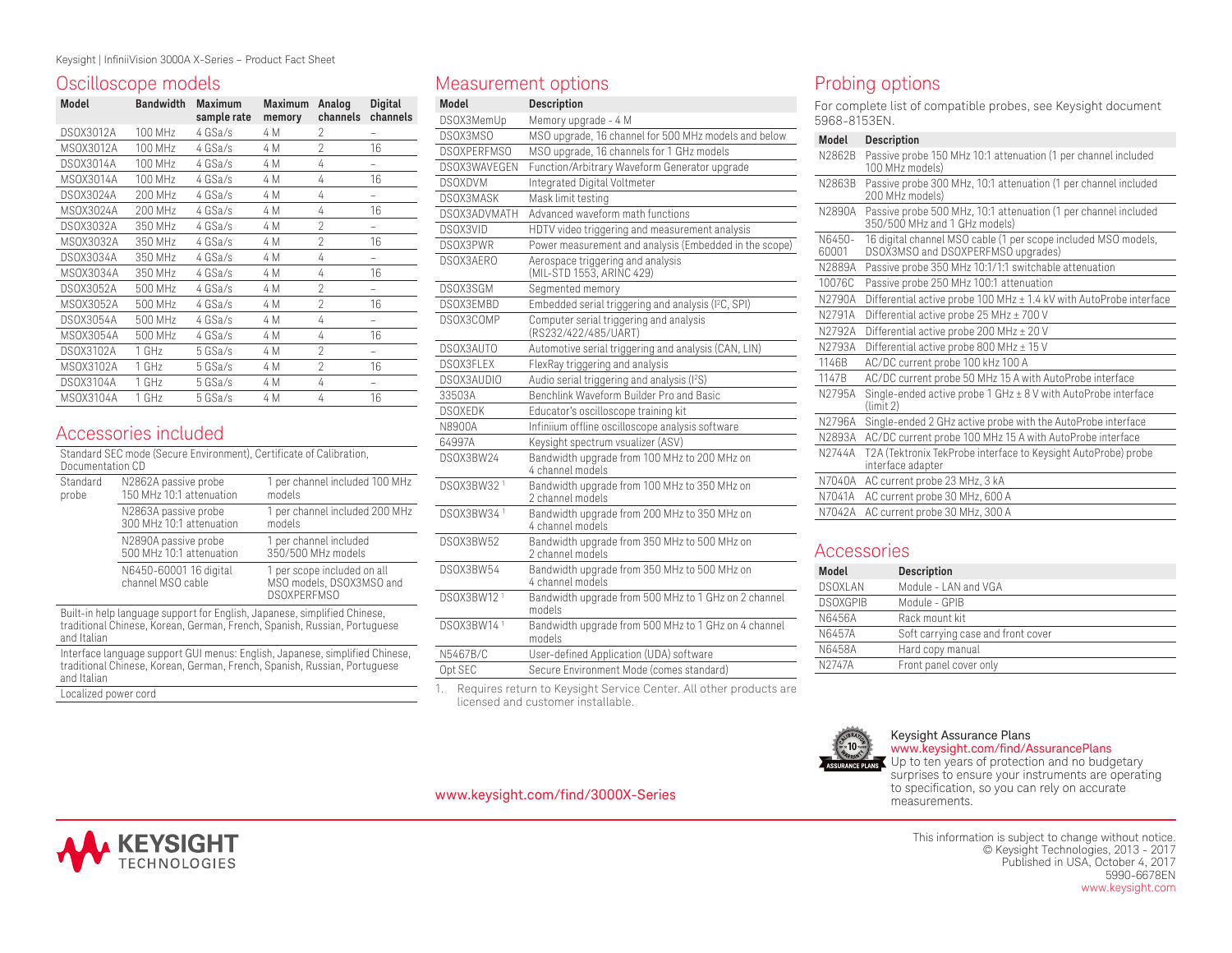## Oscilloscope models

| Model | Bandwidth | Maximum sample rate | Maximum memory | Analog channels | Digital channels |
|---|---|---|---|---|---|
| DSOX3012A | 100 MHz | 4 GSa/s | 4 M | 2 | – |
| MSOX3012A | 100 MHz | 4 GSa/s | 4 M | 2 | 16 |
| DSOX3014A | 100 MHz | 4 GSa/s | 4 M | 4 | – |
| MSOX3014A | 100 MHz | 4 GSa/s | 4 M | 4 | 16 |
| DSOX3024A | 200 MHz | 4 GSa/s | 4 M | 4 | – |
| MSOX3024A | 200 MHz | 4 GSa/s | 4 M | 4 | 16 |
| DSOX3032A | 350 MHz | 4 GSa/s | 4 M | 2 | – |
| MSOX3032A | 350 MHz | 4 GSa/s | 4 M | 2 | 16 |
| DSOX3034A | 350 MHz | 4 GSa/s | 4 M | 4 | – |
| MSOX3034A | 350 MHz | 4 GSa/s | 4 M | 4 | 16 |
| DSOX3052A | 500 MHz | 4 GSa/s | 4 M | 2 | – |
| MSOX3052A | 500 MHz | 4 GSa/s | 4 M | 2 | 16 |
| DSOX3054A | 500 MHz | 4 GSa/s | 4 M | 4 | – |
| MSOX3054A | 500 MHz | 4 GSa/s | 4 M | 4 | 16 |
| DSOX3102A | 1 GHz | 5 GSa/s | 4 M | 2 | – |
| MSOX3102A | 1 GHz | 5 GSa/s | 4 M | 2 | 16 |
| DSOX3104A | 1 GHz | 5 GSa/s | 4 M | 4 | – |
| MSOX3104A | 1 GHz | 5 GSa/s | 4 M | 4 | 16 |

## Accessories included

| | | |
|---|---|---|
| Standard SEC mode (Secure Environment), Certificate of Calibration, Documentation CD | | |
| Standard probe | N2862A passive probe 150 MHz 10:1 attenuation | 1 per channel included 100 MHz models |
| | N2863A passive probe 300 MHz 10:1 attenuation | 1 per channel included 200 MHz models |
| | N2890A passive probe 500 MHz 10:1 attenuation | 1 per channel included 350/500 MHz models |
| | N6450-60001 16 digital channel MSO cable | 1 per scope included on all MSO models, DSOX3MSO and DSOXPERFMSO |
| Built-in help language support for English, Japanese, simplified Chinese, traditional Chinese, Korean, German, French, Spanish, Russian, Portuguese and Italian | | |
| Interface language support GUI menus: English, Japanese, simplified Chinese, traditional Chinese, Korean, German, French, Spanish, Russian, Portuguese and Italian | | |
| Localized power cord | | |

## Measurement options

| Model | Description |
|---|---|
| DSOX3MemUp | Memory upgrade - 4 M |
| DSOX3MSO | MSO upgrade, 16 channel for 500 MHz models and below |
| DSOXPERFMSO | MSO upgrade, 16 channels for 1 GHz models |
| DSOX3WAVEGEN | Function/Arbitrary Waveform Generator upgrade |
| DSOXDVM | Integrated Digital Voltmeter |
| DSOX3MASK | Mask limit testing |
| DSOX3ADVMATH | Advanced waveform math functions |
| DSOX3VID | HDTV video triggering and measurement analysis |
| DSOX3PWR | Power measurement and analysis (Embedded in the scope) |
| DSOX3AERO | Aerospace triggering and analysis (MIL-STD 1553, ARINC 429) |
| DSOX3SGM | Segmented memory |
| DSOX3EMBD | Embedded serial triggering and analysis (I²C, SPI) |
| DSOX3COMP | Computer serial triggering and analysis (RS232/422/485/UART) |
| DSOX3AUTO | Automotive serial triggering and analysis (CAN, LIN) |
| DSOX3FLEX | FlexRay triggering and analysis |
| DSOX3AUDIO | Audio serial triggering and analysis (I²S) |
| 33503A | Benchlink Waveform Builder Pro and Basic |
| DSOXEDK | Educator's oscilloscope training kit |
| N8900A | Infiniium offline oscilloscope analysis software |
| 64997A | Keysight spectrum vsualizer (ASV) |
| DSOX3BW24 | Bandwidth upgrade from 100 MHz to 200 MHz on 4 channel models |
| DSOX3BW32 [1] | Bandwidth upgrade from 100 MHz to 350 MHz on 2 channel models |
| DSOX3BW34 [1] | Bandwidth upgrade from 200 MHz to 350 MHz on 4 channel models |
| DSOX3BW52 | Bandwidth upgrade from 350 MHz to 500 MHz on 2 channel models |
| DSOX3BW54 | Bandwidth upgrade from 350 MHz to 500 MHz on 4 channel models |
| DSOX3BW12 [1] | Bandwidth upgrade from 500 MHz to 1 GHz on 2 channel models |
| DSOX3BW14 [1] | Bandwidth upgrade from 500 MHz to 1 GHz on 4 channel models |
| N5467B/C | User-defined Application (UDA) software |
| Opt SEC | Secure Environment Mode (comes standard) |

1. Requires return to Keysight Service Center. All other products are licensed and customer installable.

## Probing options

For complete list of compatible probes, see Keysight document 5968-8153EN.

| Model | Description |
|---|---|
| N2862B | Passive probe 150 MHz 10:1 attenuation (1 per channel included 100 MHz models) |
| N2863B | Passive probe 300 MHz, 10:1 attenuation (1 per channel included 200 MHz models) |
| N2890A | Passive probe 500 MHz, 10:1 attenuation (1 per channel included 350/500 MHz and 1 GHz models) |
| N6450-60001 | 16 digital channel MSO cable (1 per scope included MSO models, DSOX3MSO and DSOXPERFMSO upgrades) |
| N2889A | Passive probe 350 MHz 10:1/1:1 switchable attenuation |
| 10076C | Passive probe 250 MHz 100:1 attenuation |
| N2790A | Differential active probe 100 MHz ± 1.4 kV with AutoProbe interface |
| N2791A | Differential active probe 25 MHz ± 700 V |
| N2792A | Differential active probe 200 MHz ± 20 V |
| N2793A | Differential active probe 800 MHz ± 15 V |
| 1146B | AC/DC current probe 100 kHz 100 A |
| 1147B | AC/DC current probe 50 MHz 15 A with AutoProbe interface |
| N2795A | Single-ended active probe 1 GHz ± 8 V with AutoProbe interface (limit 2) |
| N2796A | Single-ended 2 GHz active probe with the AutoProbe interface |
| N2893A | AC/DC current probe 100 MHz 15 A with AutoProbe interface |
| N2744A | T2A (Tektronix TekProbe interface to Keysight AutoProbe) probe interface adapter |
| N7040A | AC current probe 23 MHz, 3 kA |
| N7041A | AC current probe 30 MHz, 600 A |
| N7042A | AC current probe 30 MHz, 300 A |

## Accessories

| Model | Description |
|---|---|
| DSOXLAN | Module - LAN and VGA |
| DSOXGPIB | Module - GPIB |
| N6456A | Rack mount kit |
| N6457A | Soft carrying case and front cover |
| N6458A | Hard copy manual |
| N2747A | Front panel cover only |

www.keysight.com/find/3000X-Series

Keysight Assurance Plans
www.keysight.com/find/AssurancePlans
Up to ten years of protection and no budgetary surprises to ensure your instruments are operating to specification, so you can rely on accurate measurements.

This information is subject to change without notice.
© Keysight Technologies, 2013 - 2017
Published in USA, October 4, 2017
5990-6678EN
www.keysight.com